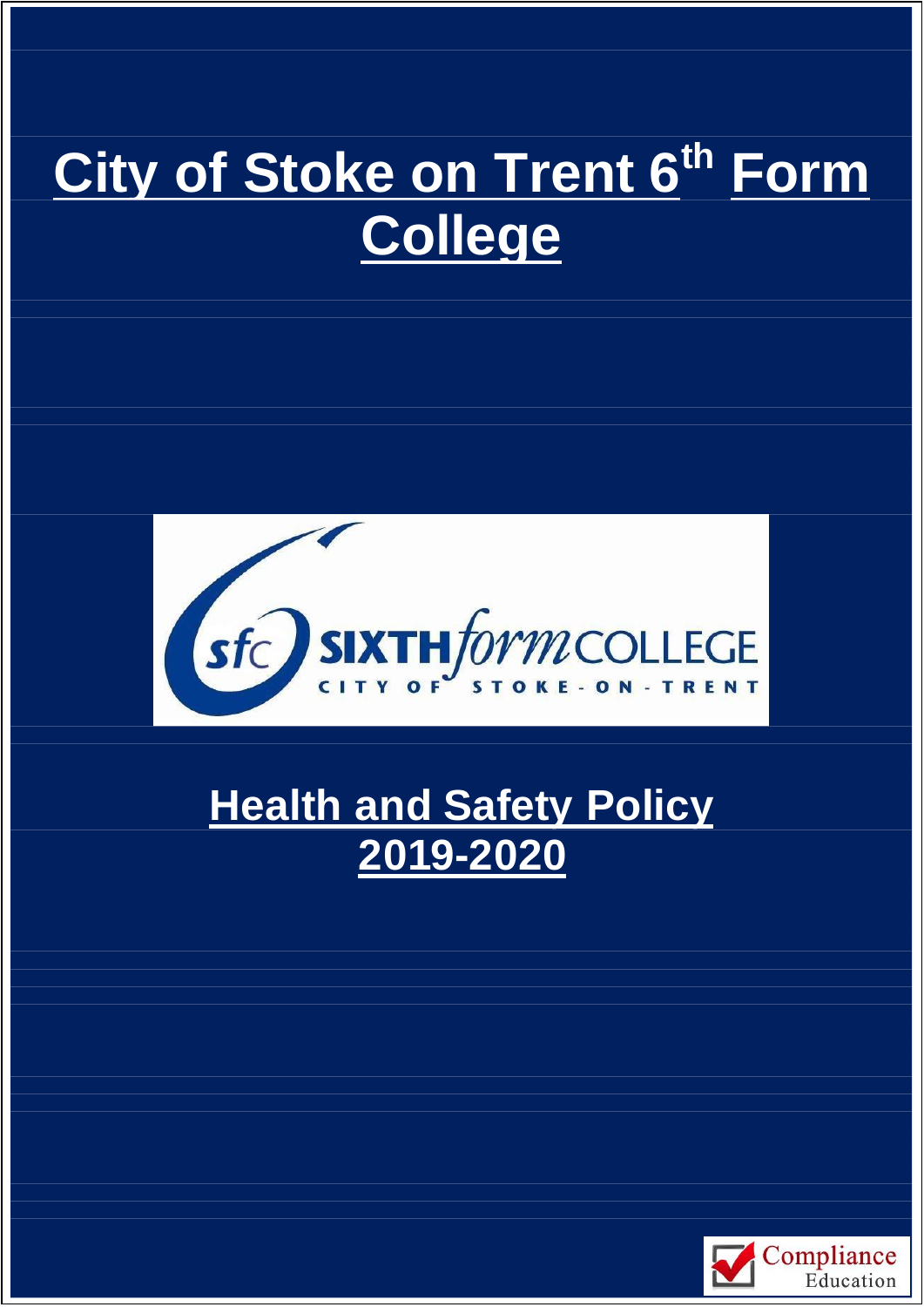# City of Stoke on Trent 6th Form College

# Health and Safety Policy 2019-2020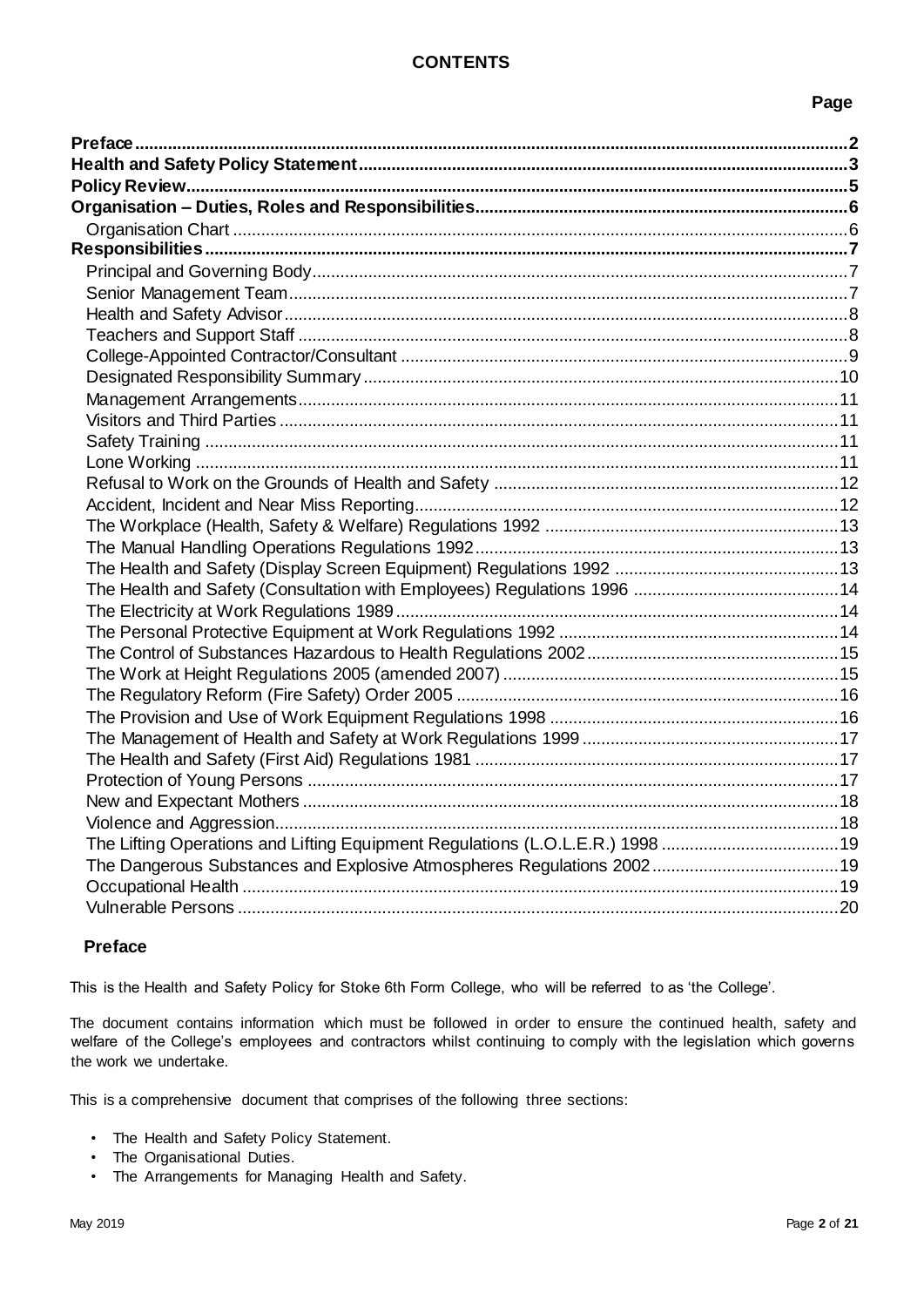# CONTENTS

| | Page |
|---|---|
| **Preface** | **2** |
| **Health and Safety Policy Statement** | **3** |
| **Policy Review** | **5** |
| **Organisation – Duties, Roles and Responsibilities** | **6** |
| Organisation Chart | 6 |
| **Responsibilities** | **7** |
| Principal and Governing Body | 7 |
| Senior Management Team | 7 |
| Health and Safety Advisor | 8 |
| Teachers and Support Staff | 8 |
| College-Appointed Contractor/Consultant | 9 |
| Designated Responsibility Summary | 10 |
| Management Arrangements | 11 |
| Visitors and Third Parties | 11 |
| Safety Training | 11 |
| Lone Working | 11 |
| Refusal to Work on the Grounds of Health and Safety | 12 |
| Accident, Incident and Near Miss Reporting | 12 |
| The Workplace (Health, Safety & Welfare) Regulations 1992 | 13 |
| The Manual Handling Operations Regulations 1992 | 13 |
| The Health and Safety (Display Screen Equipment) Regulations 1992 | 13 |
| The Health and Safety (Consultation with Employees) Regulations 1996 | 14 |
| The Electricity at Work Regulations 1989 | 14 |
| The Personal Protective Equipment at Work Regulations 1992 | 14 |
| The Control of Substances Hazardous to Health Regulations 2002 | 15 |
| The Work at Height Regulations 2005 (amended 2007) | 15 |
| The Regulatory Reform (Fire Safety) Order 2005 | 16 |
| The Provision and Use of Work Equipment Regulations 1998 | 16 |
| The Management of Health and Safety at Work Regulations 1999 | 17 |
| The Health and Safety (First Aid) Regulations 1981 | 17 |
| Protection of Young Persons | 17 |
| New and Expectant Mothers | 18 |
| Violence and Aggression | 18 |
| The Lifting Operations and Lifting Equipment Regulations (L.O.L.E.R.) 1998 | 19 |
| The Dangerous Substances and Explosive Atmospheres Regulations 2002 | 19 |
| Occupational Health | 19 |
| Vulnerable Persons | 20 |

## Preface

This is the Health and Safety Policy for Stoke 6th Form College, who will be referred to as 'the College'.

The document contains information which must be followed in order to ensure the continued health, safety and welfare of the College's employees and contractors whilst continuing to comply with the legislation which governs the work we undertake.

This is a comprehensive document that comprises of the following three sections:

- The Health and Safety Policy Statement.
- The Organisational Duties.
- The Arrangements for Managing Health and Safety.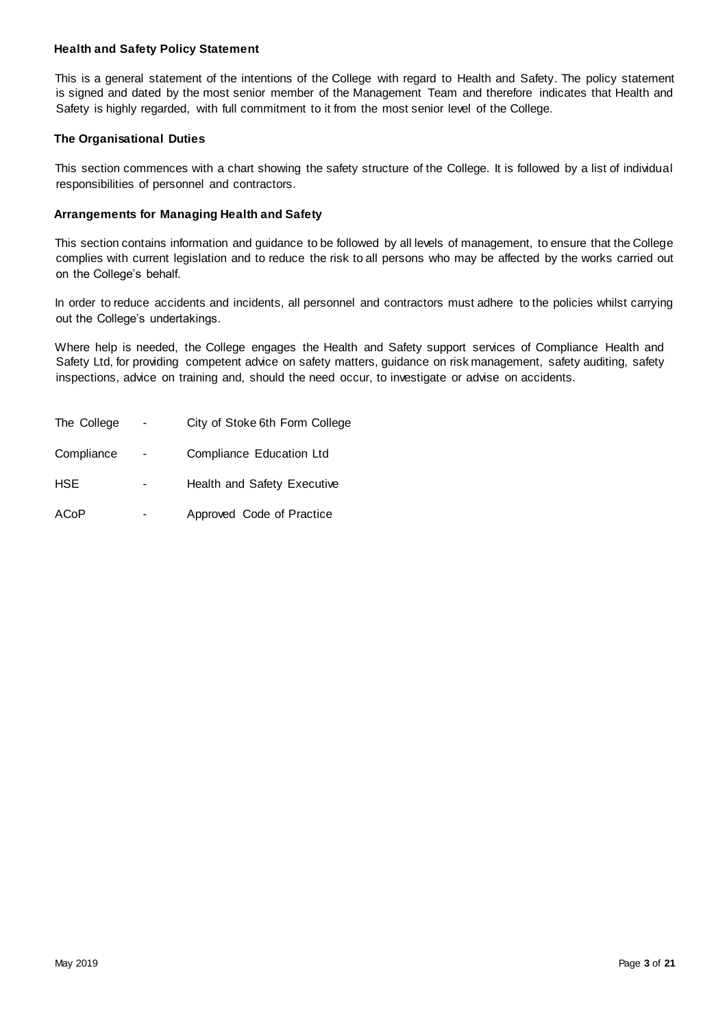### Health and Safety Policy Statement

This is a general statement of the intentions of the College with regard to Health and Safety. The policy statement is signed and dated by the most senior member of the Management Team and therefore indicates that Health and Safety is highly regarded, with full commitment to it from the most senior level of the College.

### The Organisational Duties

This section commences with a chart showing the safety structure of the College. It is followed by a list of individual responsibilities of personnel and contractors.

### Arrangements for Managing Health and Safety

This section contains information and guidance to be followed by all levels of management, to ensure that the College complies with current legislation and to reduce the risk to all persons who may be affected by the works carried out on the College's behalf.

In order to reduce accidents and incidents, all personnel and contractors must adhere to the policies whilst carrying out the College's undertakings.

Where help is needed, the College engages the Health and Safety support services of Compliance Health and Safety Ltd, for providing competent advice on safety matters, guidance on risk management, safety auditing, safety inspections, advice on training and, should the need occur, to investigate or advise on accidents.

The College - City of Stoke 6th Form College

Compliance - Compliance Education Ltd

HSE - Health and Safety Executive

ACoP - Approved Code of Practice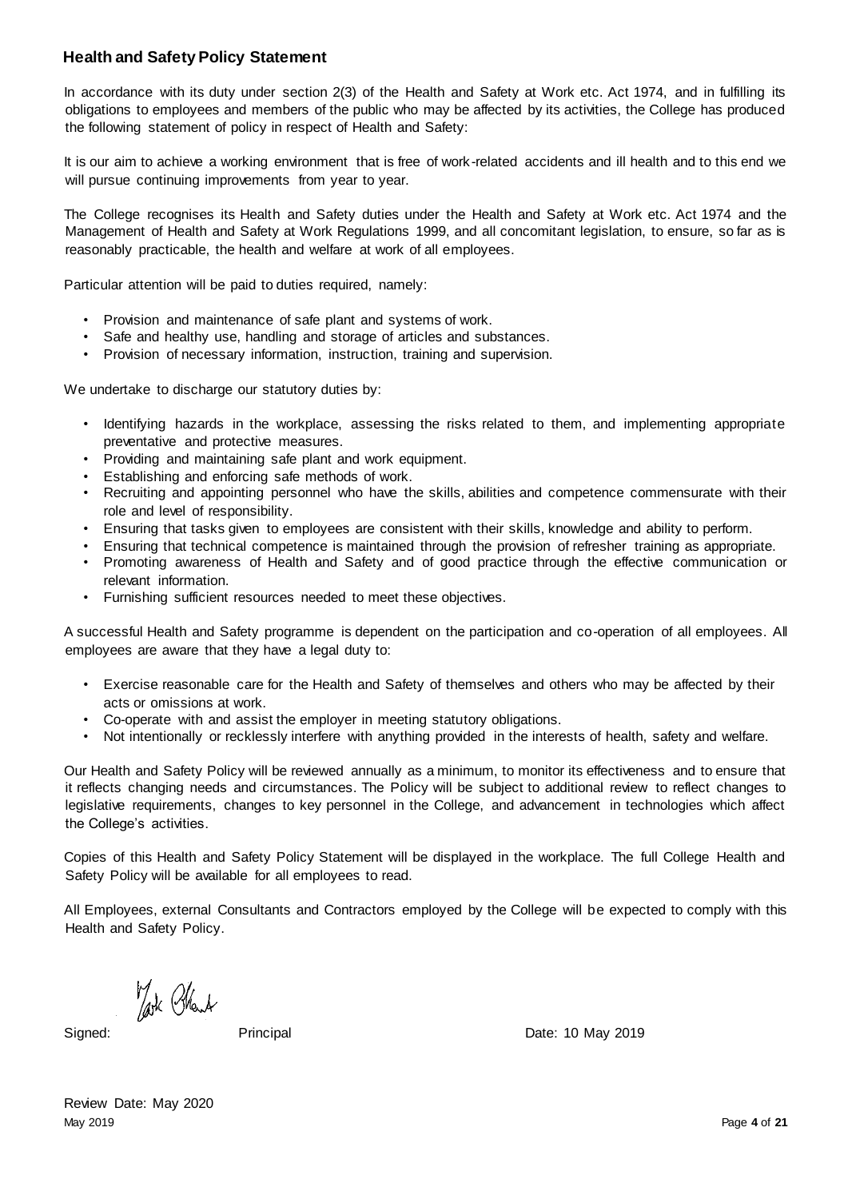## Health and Safety Policy Statement

In accordance with its duty under section 2(3) of the Health and Safety at Work etc. Act 1974, and in fulfilling its obligations to employees and members of the public who may be affected by its activities, the College has produced the following statement of policy in respect of Health and Safety:

It is our aim to achieve a working environment that is free of work-related accidents and ill health and to this end we will pursue continuing improvements from year to year.

The College recognises its Health and Safety duties under the Health and Safety at Work etc. Act 1974 and the Management of Health and Safety at Work Regulations 1999, and all concomitant legislation, to ensure, so far as is reasonably practicable, the health and welfare at work of all employees.

Particular attention will be paid to duties required, namely:

- Provision and maintenance of safe plant and systems of work.
- Safe and healthy use, handling and storage of articles and substances.
- Provision of necessary information, instruction, training and supervision.

We undertake to discharge our statutory duties by:

- Identifying hazards in the workplace, assessing the risks related to them, and implementing appropriate preventative and protective measures.
- Providing and maintaining safe plant and work equipment.
- Establishing and enforcing safe methods of work.
- Recruiting and appointing personnel who have the skills, abilities and competence commensurate with their role and level of responsibility.
- Ensuring that tasks given to employees are consistent with their skills, knowledge and ability to perform.
- Ensuring that technical competence is maintained through the provision of refresher training as appropriate.
- Promoting awareness of Health and Safety and of good practice through the effective communication or relevant information.
- Furnishing sufficient resources needed to meet these objectives.

A successful Health and Safety programme is dependent on the participation and co-operation of all employees. All employees are aware that they have a legal duty to:

- Exercise reasonable care for the Health and Safety of themselves and others who may be affected by their acts or omissions at work.
- Co-operate with and assist the employer in meeting statutory obligations.
- Not intentionally or recklessly interfere with anything provided in the interests of health, safety and welfare.

Our Health and Safety Policy will be reviewed annually as a minimum, to monitor its effectiveness and to ensure that it reflects changing needs and circumstances. The Policy will be subject to additional review to reflect changes to legislative requirements, changes to key personnel in the College, and advancement in technologies which affect the College's activities.

Copies of this Health and Safety Policy Statement will be displayed in the workplace. The full College Health and Safety Policy will be available for all employees to read.

All Employees, external Consultants and Contractors employed by the College will be expected to comply with this Health and Safety Policy.

Signed: Principal Date: 10 May 2019

Review Date: May 2020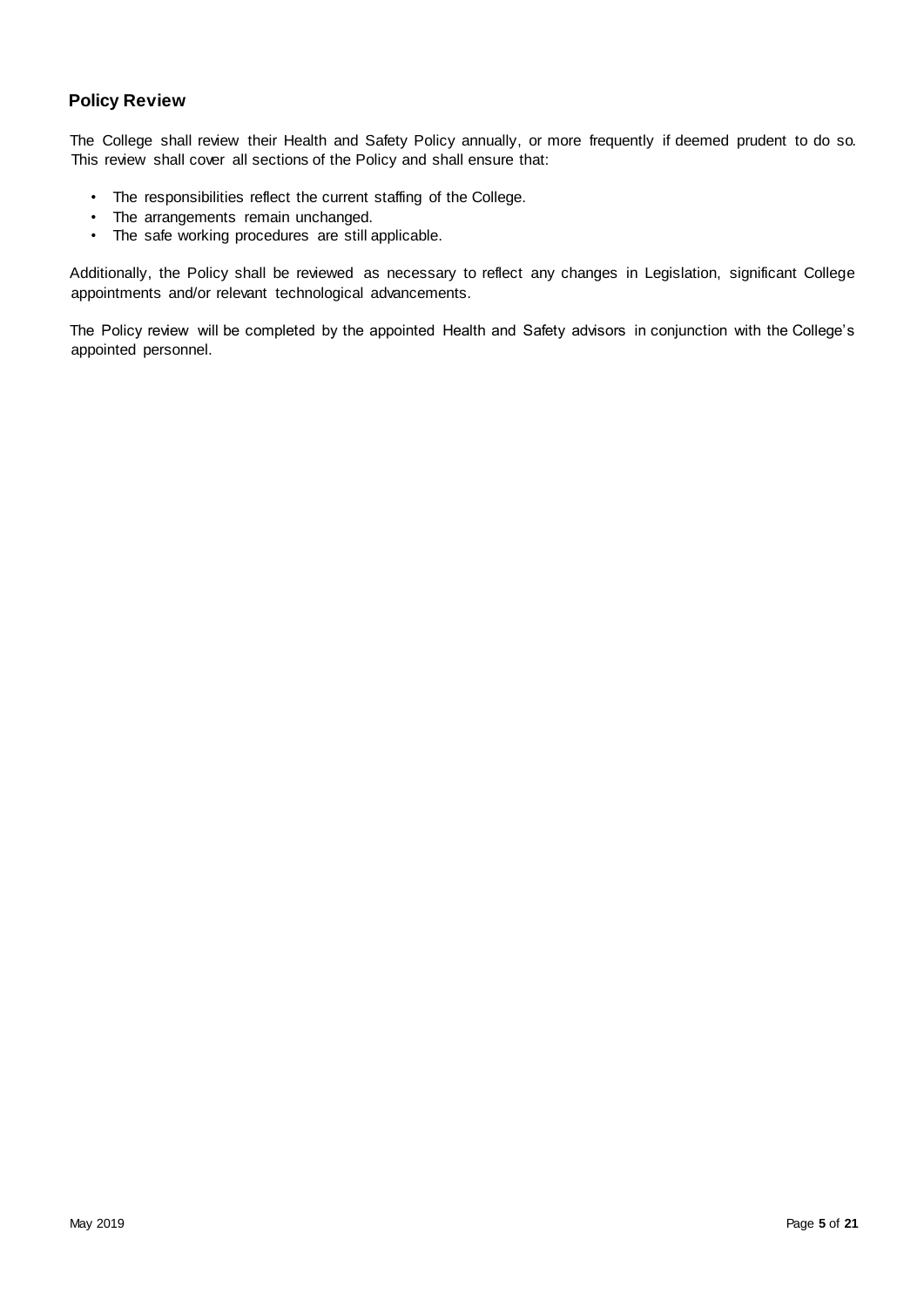## Policy Review

The College shall review their Health and Safety Policy annually, or more frequently if deemed prudent to do so. This review shall cover all sections of the Policy and shall ensure that:

- The responsibilities reflect the current staffing of the College.
- The arrangements remain unchanged.
- The safe working procedures are still applicable.

Additionally, the Policy shall be reviewed as necessary to reflect any changes in Legislation, significant College appointments and/or relevant technological advancements.

The Policy review will be completed by the appointed Health and Safety advisors in conjunction with the College's appointed personnel.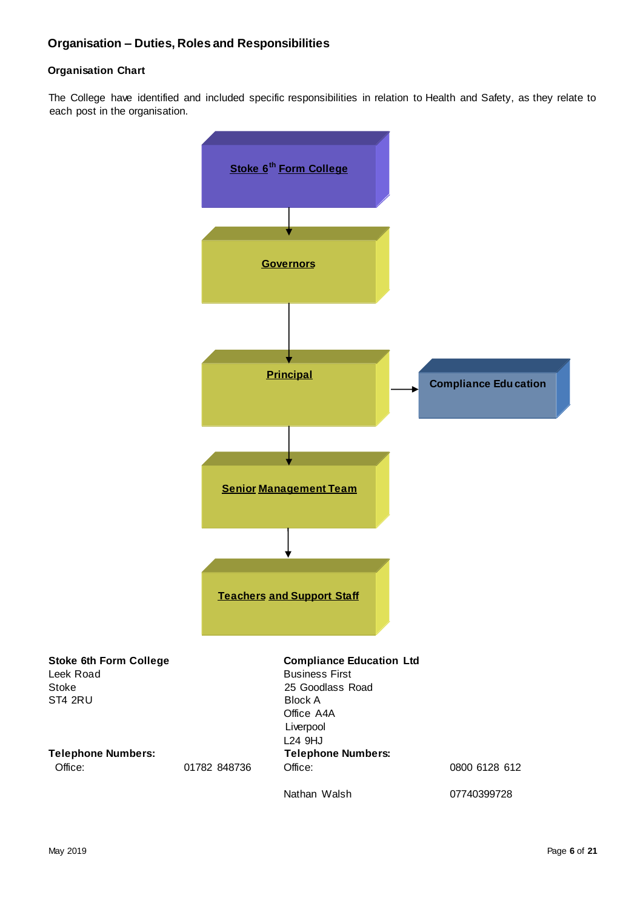## Organisation – Duties, Roles and Responsibilities

### Organisation Chart

The College have identified and included specific responsibilities in relation to Health and Safety, as they relate to each post in the organisation.

**Stoke 6th Form College**

↓

**Governors**

↓

**Principal** → **Compliance Education**

↓

**Senior Management Team**

↓

**Teachers and Support Staff**

| **Stoke 6th Form College** | | **Compliance Education Ltd** | |
|---|---|---|---|
| Leek Road | | Business First | |
| Stoke | | 25 Goodlass Road | |
| ST4 2RU | | Block A | |
| | | Office A4A | |
| | | Liverpool | |
| | | L24 9HJ | |
| **Telephone Numbers:** | | **Telephone Numbers:** | |
| Office: | 01782 848736 | Office: | 0800 6128 612 |
| | | Nathan Walsh | 07740399728 |

May 2019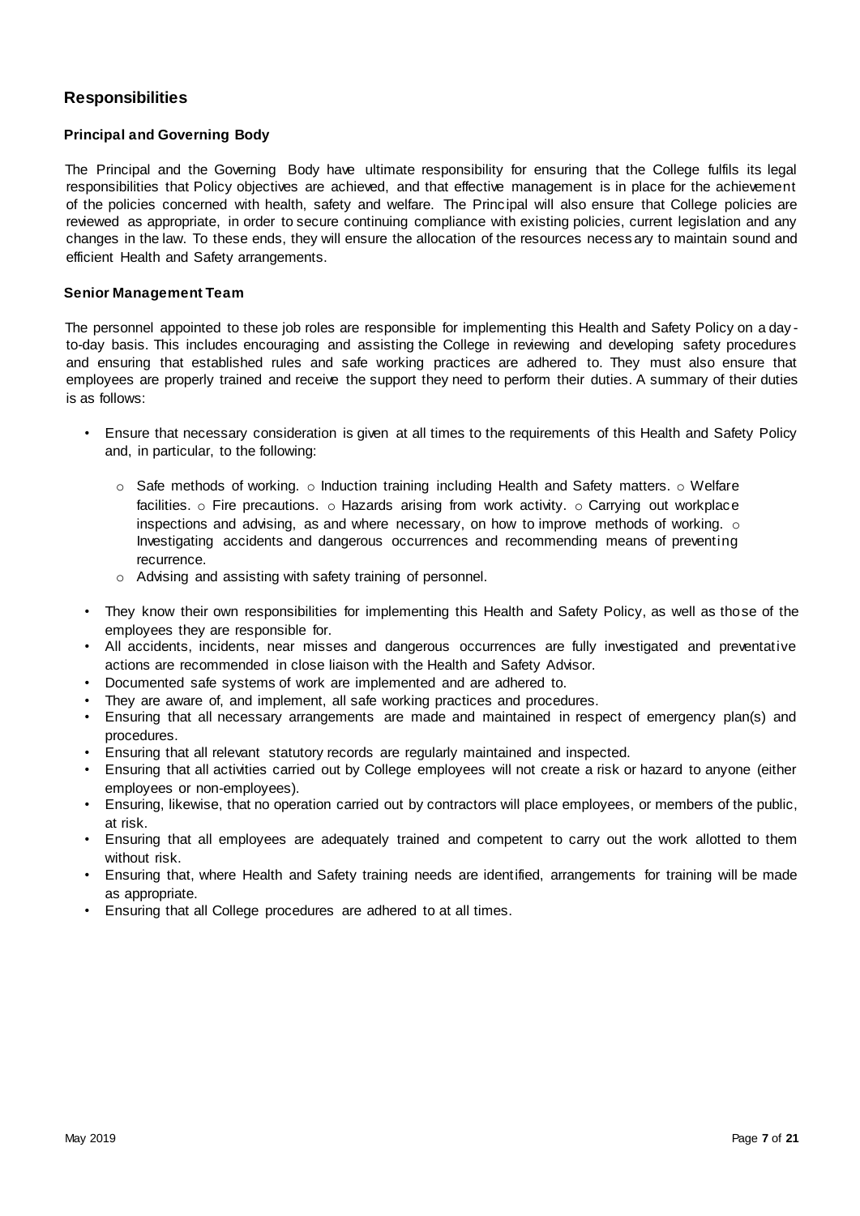## Responsibilities

### Principal and Governing Body

The Principal and the Governing Body have ultimate responsibility for ensuring that the College fulfils its legal responsibilities that Policy objectives are achieved, and that effective management is in place for the achievement of the policies concerned with health, safety and welfare. The Principal will also ensure that College policies are reviewed as appropriate, in order to secure continuing compliance with existing policies, current legislation and any changes in the law. To these ends, they will ensure the allocation of the resources necessary to maintain sound and efficient Health and Safety arrangements.

### Senior Management Team

The personnel appointed to these job roles are responsible for implementing this Health and Safety Policy on a day-to-day basis. This includes encouraging and assisting the College in reviewing and developing safety procedures and ensuring that established rules and safe working practices are adhered to. They must also ensure that employees are properly trained and receive the support they need to perform their duties. A summary of their duties is as follows:

- Ensure that necessary consideration is given at all times to the requirements of this Health and Safety Policy and, in particular, to the following:
  - Safe methods of working.
  - Induction training including Health and Safety matters.
  - Welfare facilities.
  - Fire precautions.
  - Hazards arising from work activity.
  - Carrying out workplace inspections and advising, as and where necessary, on how to improve methods of working.
  - Investigating accidents and dangerous occurrences and recommending means of preventing recurrence.
  - Advising and assisting with safety training of personnel.
- They know their own responsibilities for implementing this Health and Safety Policy, as well as those of the employees they are responsible for.
- All accidents, incidents, near misses and dangerous occurrences are fully investigated and preventative actions are recommended in close liaison with the Health and Safety Advisor.
- Documented safe systems of work are implemented and are adhered to.
- They are aware of, and implement, all safe working practices and procedures.
- Ensuring that all necessary arrangements are made and maintained in respect of emergency plan(s) and procedures.
- Ensuring that all relevant statutory records are regularly maintained and inspected.
- Ensuring that all activities carried out by College employees will not create a risk or hazard to anyone (either employees or non-employees).
- Ensuring, likewise, that no operation carried out by contractors will place employees, or members of the public, at risk.
- Ensuring that all employees are adequately trained and competent to carry out the work allotted to them without risk.
- Ensuring that, where Health and Safety training needs are identified, arrangements for training will be made as appropriate.
- Ensuring that all College procedures are adhered to at all times.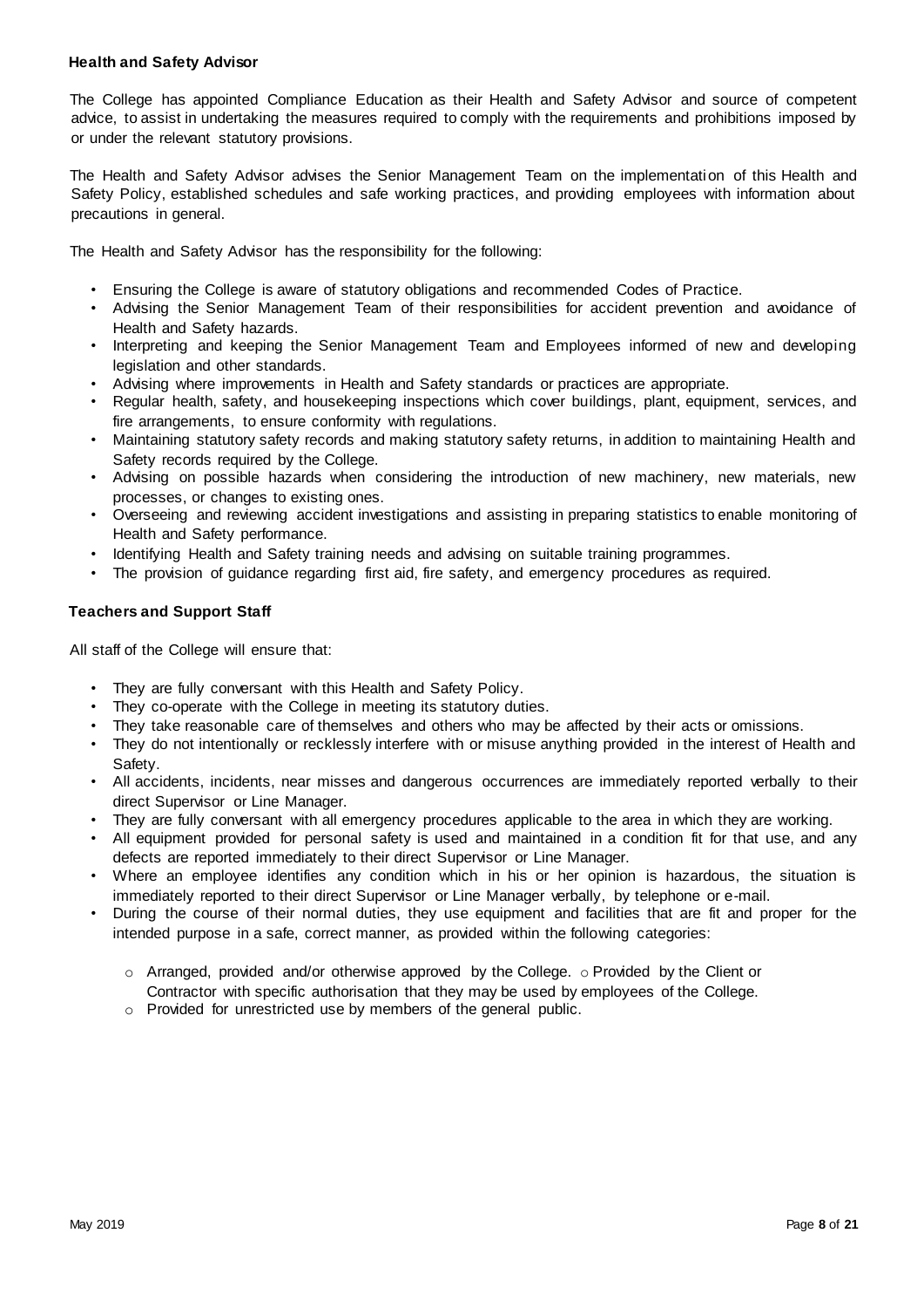### Health and Safety Advisor

The College has appointed Compliance Education as their Health and Safety Advisor and source of competent advice, to assist in undertaking the measures required to comply with the requirements and prohibitions imposed by or under the relevant statutory provisions.

The Health and Safety Advisor advises the Senior Management Team on the implementation of this Health and Safety Policy, established schedules and safe working practices, and providing employees with information about precautions in general.

The Health and Safety Advisor has the responsibility for the following:

- Ensuring the College is aware of statutory obligations and recommended Codes of Practice.
- Advising the Senior Management Team of their responsibilities for accident prevention and avoidance of Health and Safety hazards.
- Interpreting and keeping the Senior Management Team and Employees informed of new and developing legislation and other standards.
- Advising where improvements in Health and Safety standards or practices are appropriate.
- Regular health, safety, and housekeeping inspections which cover buildings, plant, equipment, services, and fire arrangements, to ensure conformity with regulations.
- Maintaining statutory safety records and making statutory safety returns, in addition to maintaining Health and Safety records required by the College.
- Advising on possible hazards when considering the introduction of new machinery, new materials, new processes, or changes to existing ones.
- Overseeing and reviewing accident investigations and assisting in preparing statistics to enable monitoring of Health and Safety performance.
- Identifying Health and Safety training needs and advising on suitable training programmes.
- The provision of guidance regarding first aid, fire safety, and emergency procedures as required.

### Teachers and Support Staff

All staff of the College will ensure that:

- They are fully conversant with this Health and Safety Policy.
- They co-operate with the College in meeting its statutory duties.
- They take reasonable care of themselves and others who may be affected by their acts or omissions.
- They do not intentionally or recklessly interfere with or misuse anything provided in the interest of Health and Safety.
- All accidents, incidents, near misses and dangerous occurrences are immediately reported verbally to their direct Supervisor or Line Manager.
- They are fully conversant with all emergency procedures applicable to the area in which they are working.
- All equipment provided for personal safety is used and maintained in a condition fit for that use, and any defects are reported immediately to their direct Supervisor or Line Manager.
- Where an employee identifies any condition which in his or her opinion is hazardous, the situation is immediately reported to their direct Supervisor or Line Manager verbally, by telephone or e-mail.
- During the course of their normal duties, they use equipment and facilities that are fit and proper for the intended purpose in a safe, correct manner, as provided within the following categories:
  - Arranged, provided and/or otherwise approved by the College.
  - Provided by the Client or Contractor with specific authorisation that they may be used by employees of the College.
  - Provided for unrestricted use by members of the general public.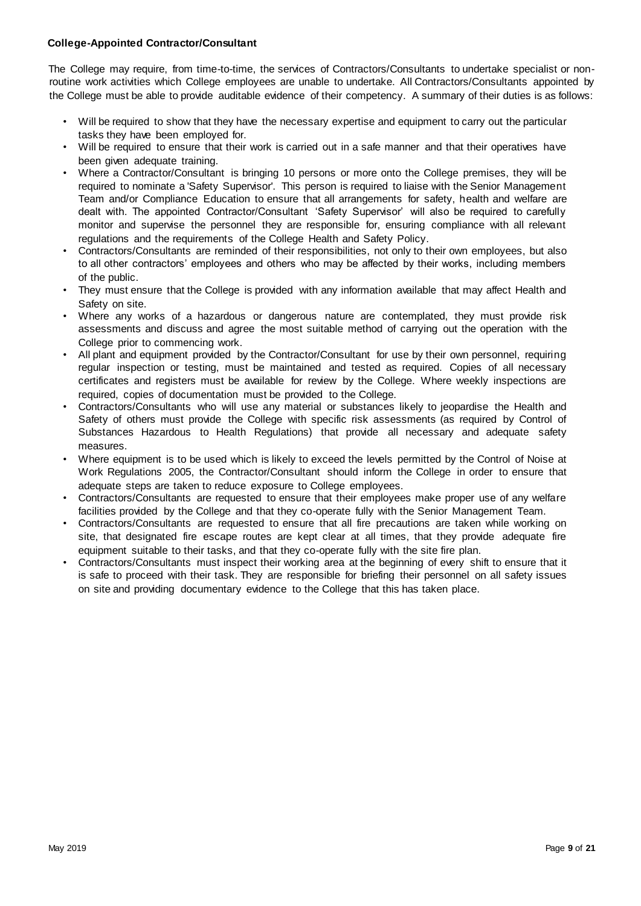**College-Appointed Contractor/Consultant**

The College may require, from time-to-time, the services of Contractors/Consultants to undertake specialist or non-routine work activities which College employees are unable to undertake. All Contractors/Consultants appointed by the College must be able to provide auditable evidence of their competency. A summary of their duties is as follows:

- Will be required to show that they have the necessary expertise and equipment to carry out the particular tasks they have been employed for.
- Will be required to ensure that their work is carried out in a safe manner and that their operatives have been given adequate training.
- Where a Contractor/Consultant is bringing 10 persons or more onto the College premises, they will be required to nominate a 'Safety Supervisor'. This person is required to liaise with the Senior Management Team and/or Compliance Education to ensure that all arrangements for safety, health and welfare are dealt with. The appointed Contractor/Consultant 'Safety Supervisor' will also be required to carefully monitor and supervise the personnel they are responsible for, ensuring compliance with all relevant regulations and the requirements of the College Health and Safety Policy.
- Contractors/Consultants are reminded of their responsibilities, not only to their own employees, but also to all other contractors' employees and others who may be affected by their works, including members of the public.
- They must ensure that the College is provided with any information available that may affect Health and Safety on site.
- Where any works of a hazardous or dangerous nature are contemplated, they must provide risk assessments and discuss and agree the most suitable method of carrying out the operation with the College prior to commencing work.
- All plant and equipment provided by the Contractor/Consultant for use by their own personnel, requiring regular inspection or testing, must be maintained and tested as required. Copies of all necessary certificates and registers must be available for review by the College. Where weekly inspections are required, copies of documentation must be provided to the College.
- Contractors/Consultants who will use any material or substances likely to jeopardise the Health and Safety of others must provide the College with specific risk assessments (as required by Control of Substances Hazardous to Health Regulations) that provide all necessary and adequate safety measures.
- Where equipment is to be used which is likely to exceed the levels permitted by the Control of Noise at Work Regulations 2005, the Contractor/Consultant should inform the College in order to ensure that adequate steps are taken to reduce exposure to College employees.
- Contractors/Consultants are requested to ensure that their employees make proper use of any welfare facilities provided by the College and that they co-operate fully with the Senior Management Team.
- Contractors/Consultants are requested to ensure that all fire precautions are taken while working on site, that designated fire escape routes are kept clear at all times, that they provide adequate fire equipment suitable to their tasks, and that they co-operate fully with the site fire plan.
- Contractors/Consultants must inspect their working area at the beginning of every shift to ensure that it is safe to proceed with their task. They are responsible for briefing their personnel on all safety issues on site and providing documentary evidence to the College that this has taken place.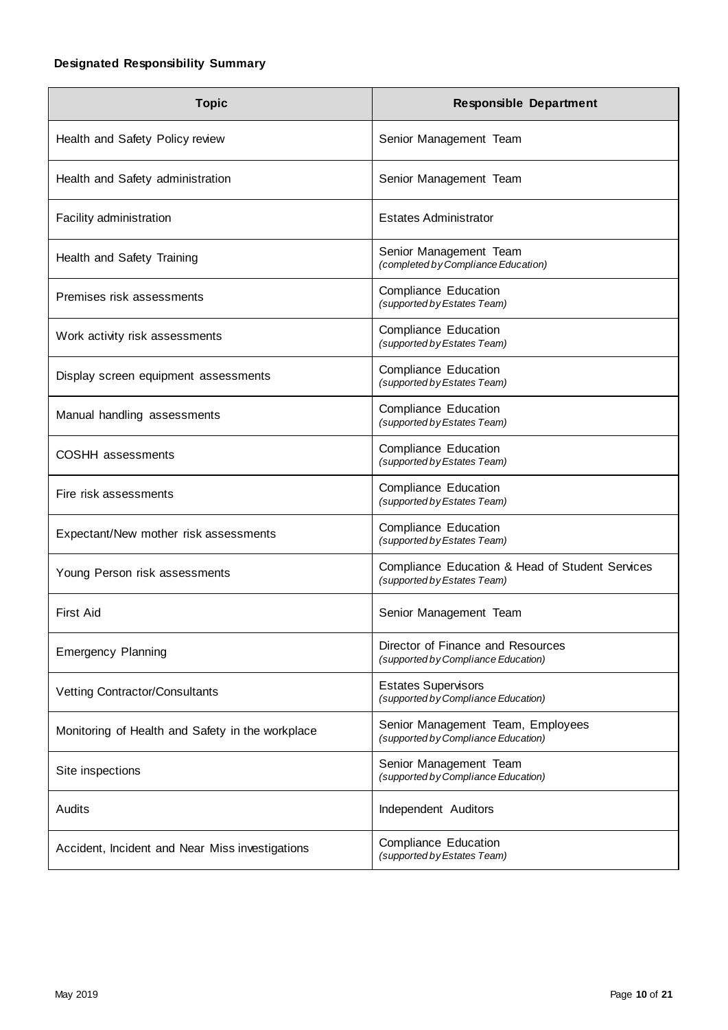**Designated Responsibility Summary**

| Topic | Responsible Department |
|---|---|
| Health and Safety Policy review | Senior Management Team |
| Health and Safety administration | Senior Management Team |
| Facility administration | Estates Administrator |
| Health and Safety Training | Senior Management Team *(completed by Compliance Education)* |
| Premises risk assessments | Compliance Education *(supported by Estates Team)* |
| Work activity risk assessments | Compliance Education *(supported by Estates Team)* |
| Display screen equipment assessments | Compliance Education *(supported by Estates Team)* |
| Manual handling assessments | Compliance Education *(supported by Estates Team)* |
| COSHH assessments | Compliance Education *(supported by Estates Team)* |
| Fire risk assessments | Compliance Education *(supported by Estates Team)* |
| Expectant/New mother risk assessments | Compliance Education *(supported by Estates Team)* |
| Young Person risk assessments | Compliance Education & Head of Student Services *(supported by Estates Team)* |
| First Aid | Senior Management Team |
| Emergency Planning | Director of Finance and Resources *(supported by Compliance Education)* |
| Vetting Contractor/Consultants | Estates Supervisors *(supported by Compliance Education)* |
| Monitoring of Health and Safety in the workplace | Senior Management Team, Employees *(supported by Compliance Education)* |
| Site inspections | Senior Management Team *(supported by Compliance Education)* |
| Audits | Independent Auditors |
| Accident, Incident and Near Miss investigations | Compliance Education *(supported by Estates Team)* |

May 2019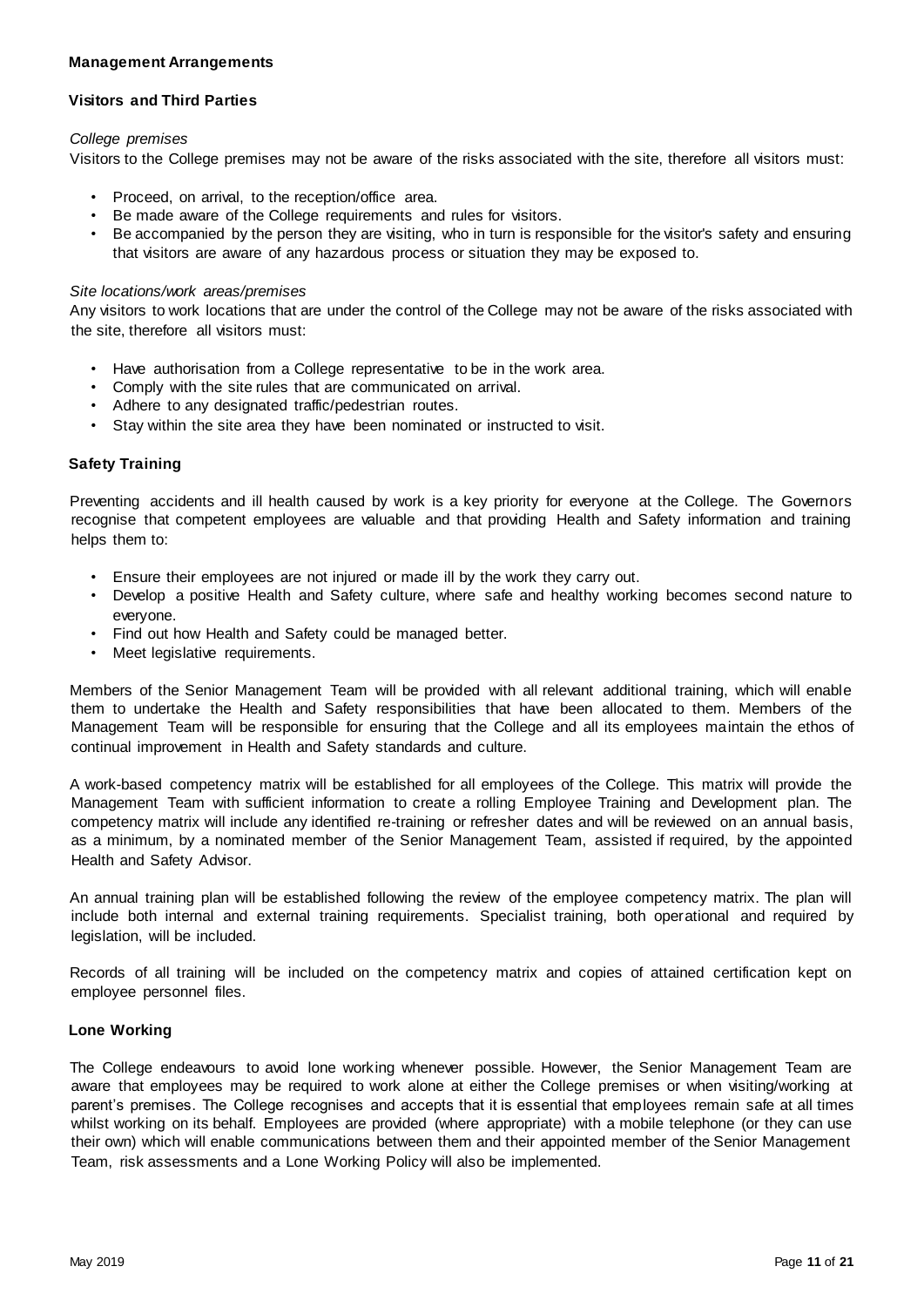## Management Arrangements

### Visitors and Third Parties

*College premises*

Visitors to the College premises may not be aware of the risks associated with the site, therefore all visitors must:

- Proceed, on arrival, to the reception/office area.
- Be made aware of the College requirements and rules for visitors.
- Be accompanied by the person they are visiting, who in turn is responsible for the visitor's safety and ensuring that visitors are aware of any hazardous process or situation they may be exposed to.

*Site locations/work areas/premises*

Any visitors to work locations that are under the control of the College may not be aware of the risks associated with the site, therefore all visitors must:

- Have authorisation from a College representative to be in the work area.
- Comply with the site rules that are communicated on arrival.
- Adhere to any designated traffic/pedestrian routes.
- Stay within the site area they have been nominated or instructed to visit.

### Safety Training

Preventing accidents and ill health caused by work is a key priority for everyone at the College. The Governors recognise that competent employees are valuable and that providing Health and Safety information and training helps them to:

- Ensure their employees are not injured or made ill by the work they carry out.
- Develop a positive Health and Safety culture, where safe and healthy working becomes second nature to everyone.
- Find out how Health and Safety could be managed better.
- Meet legislative requirements.

Members of the Senior Management Team will be provided with all relevant additional training, which will enable them to undertake the Health and Safety responsibilities that have been allocated to them. Members of the Management Team will be responsible for ensuring that the College and all its employees maintain the ethos of continual improvement in Health and Safety standards and culture.

A work-based competency matrix will be established for all employees of the College. This matrix will provide the Management Team with sufficient information to create a rolling Employee Training and Development plan. The competency matrix will include any identified re-training or refresher dates and will be reviewed on an annual basis, as a minimum, by a nominated member of the Senior Management Team, assisted if required, by the appointed Health and Safety Advisor.

An annual training plan will be established following the review of the employee competency matrix. The plan will include both internal and external training requirements. Specialist training, both operational and required by legislation, will be included.

Records of all training will be included on the competency matrix and copies of attained certification kept on employee personnel files.

### Lone Working

The College endeavours to avoid lone working whenever possible. However, the Senior Management Team are aware that employees may be required to work alone at either the College premises or when visiting/working at parent's premises. The College recognises and accepts that it is essential that employees remain safe at all times whilst working on its behalf. Employees are provided (where appropriate) with a mobile telephone (or they can use their own) which will enable communications between them and their appointed member of the Senior Management Team, risk assessments and a Lone Working Policy will also be implemented.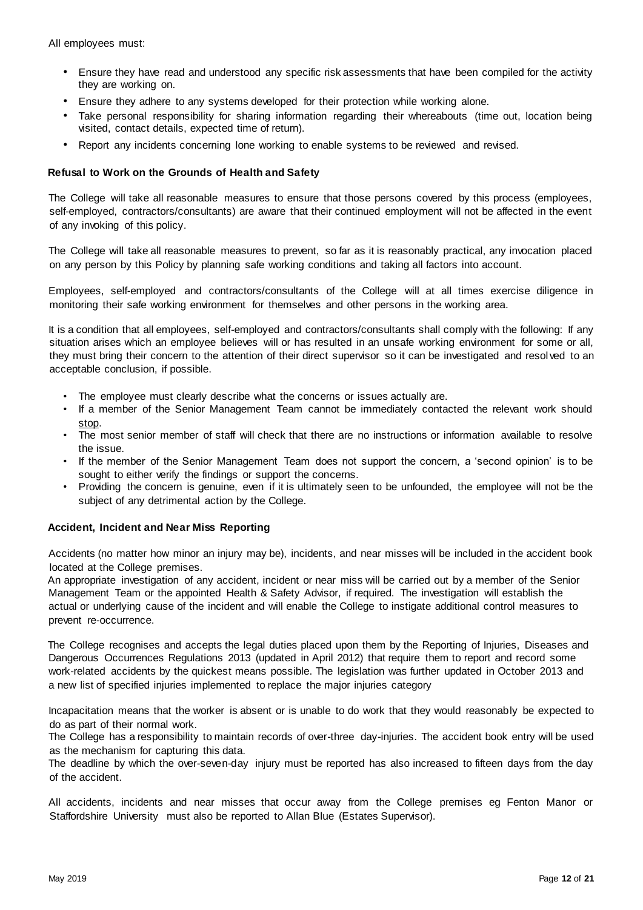All employees must:

- Ensure they have read and understood any specific risk assessments that have been compiled for the activity they are working on.
- Ensure they adhere to any systems developed for their protection while working alone.
- Take personal responsibility for sharing information regarding their whereabouts (time out, location being visited, contact details, expected time of return).
- Report any incidents concerning lone working to enable systems to be reviewed and revised.

**Refusal to Work on the Grounds of Health and Safety**

The College will take all reasonable measures to ensure that those persons covered by this process (employees, self-employed, contractors/consultants) are aware that their continued employment will not be affected in the event of any invoking of this policy.

The College will take all reasonable measures to prevent, so far as it is reasonably practical, any invocation placed on any person by this Policy by planning safe working conditions and taking all factors into account.

Employees, self-employed and contractors/consultants of the College will at all times exercise diligence in monitoring their safe working environment for themselves and other persons in the working area.

It is a condition that all employees, self-employed and contractors/consultants shall comply with the following: If any situation arises which an employee believes will or has resulted in an unsafe working environment for some or all, they must bring their concern to the attention of their direct supervisor so it can be investigated and resolved to an acceptable conclusion, if possible.

- The employee must clearly describe what the concerns or issues actually are.
- If a member of the Senior Management Team cannot be immediately contacted the relevant work should stop.
- The most senior member of staff will check that there are no instructions or information available to resolve the issue.
- If the member of the Senior Management Team does not support the concern, a 'second opinion' is to be sought to either verify the findings or support the concerns.
- Providing the concern is genuine, even if it is ultimately seen to be unfounded, the employee will not be the subject of any detrimental action by the College.

**Accident, Incident and Near Miss Reporting**

Accidents (no matter how minor an injury may be), incidents, and near misses will be included in the accident book located at the College premises.
An appropriate investigation of any accident, incident or near miss will be carried out by a member of the Senior Management Team or the appointed Health & Safety Advisor, if required. The investigation will establish the actual or underlying cause of the incident and will enable the College to instigate additional control measures to prevent re-occurrence.

The College recognises and accepts the legal duties placed upon them by the Reporting of Injuries, Diseases and Dangerous Occurrences Regulations 2013 (updated in April 2012) that require them to report and record some work-related accidents by the quickest means possible. The legislation was further updated in October 2013 and a new list of specified injuries implemented to replace the major injuries category

Incapacitation means that the worker is absent or is unable to do work that they would reasonably be expected to do as part of their normal work.
The College has a responsibility to maintain records of over-three day-injuries. The accident book entry will be used as the mechanism for capturing this data.
The deadline by which the over-seven-day injury must be reported has also increased to fifteen days from the day of the accident.

All accidents, incidents and near misses that occur away from the College premises eg Fenton Manor or Staffordshire University must also be reported to Allan Blue (Estates Supervisor).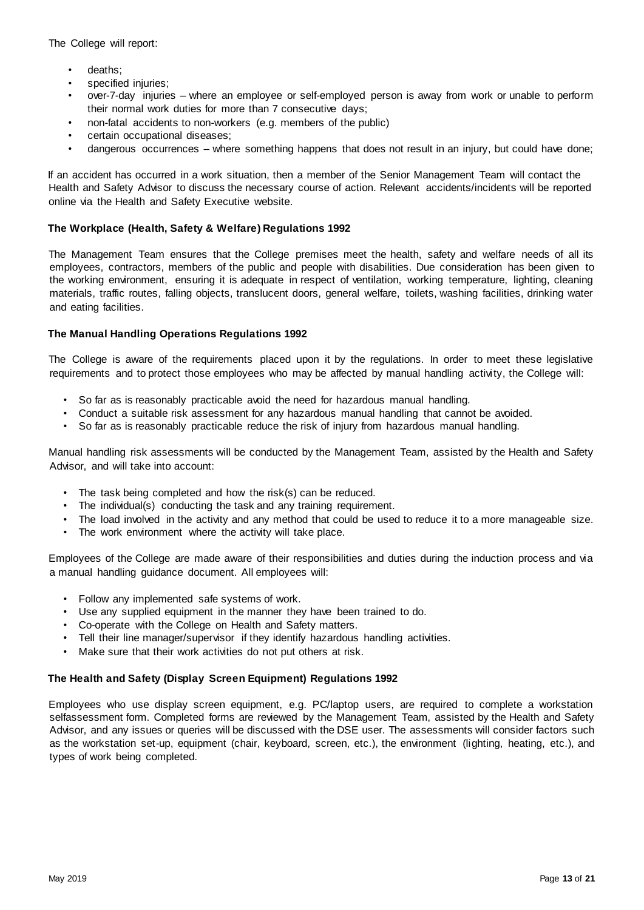The College will report:

- deaths;
- specified injuries;
- over-7-day injuries – where an employee or self-employed person is away from work or unable to perform their normal work duties for more than 7 consecutive days;
- non-fatal accidents to non-workers (e.g. members of the public)
- certain occupational diseases;
- dangerous occurrences – where something happens that does not result in an injury, but could have done;

If an accident has occurred in a work situation, then a member of the Senior Management Team will contact the Health and Safety Advisor to discuss the necessary course of action. Relevant accidents/incidents will be reported online via the Health and Safety Executive website.

**The Workplace (Health, Safety & Welfare) Regulations 1992**

The Management Team ensures that the College premises meet the health, safety and welfare needs of all its employees, contractors, members of the public and people with disabilities. Due consideration has been given to the working environment, ensuring it is adequate in respect of ventilation, working temperature, lighting, cleaning materials, traffic routes, falling objects, translucent doors, general welfare, toilets, washing facilities, drinking water and eating facilities.

**The Manual Handling Operations Regulations 1992**

The College is aware of the requirements placed upon it by the regulations. In order to meet these legislative requirements and to protect those employees who may be affected by manual handling activity, the College will:

- So far as is reasonably practicable avoid the need for hazardous manual handling.
- Conduct a suitable risk assessment for any hazardous manual handling that cannot be avoided.
- So far as is reasonably practicable reduce the risk of injury from hazardous manual handling.

Manual handling risk assessments will be conducted by the Management Team, assisted by the Health and Safety Advisor, and will take into account:

- The task being completed and how the risk(s) can be reduced.
- The individual(s) conducting the task and any training requirement.
- The load involved in the activity and any method that could be used to reduce it to a more manageable size.
- The work environment where the activity will take place.

Employees of the College are made aware of their responsibilities and duties during the induction process and via a manual handling guidance document. All employees will:

- Follow any implemented safe systems of work.
- Use any supplied equipment in the manner they have been trained to do.
- Co-operate with the College on Health and Safety matters.
- Tell their line manager/supervisor if they identify hazardous handling activities.
- Make sure that their work activities do not put others at risk.

**The Health and Safety (Display Screen Equipment) Regulations 1992**

Employees who use display screen equipment, e.g. PC/laptop users, are required to complete a workstation selfassessment form. Completed forms are reviewed by the Management Team, assisted by the Health and Safety Advisor, and any issues or queries will be discussed with the DSE user. The assessments will consider factors such as the workstation set-up, equipment (chair, keyboard, screen, etc.), the environment (lighting, heating, etc.), and types of work being completed.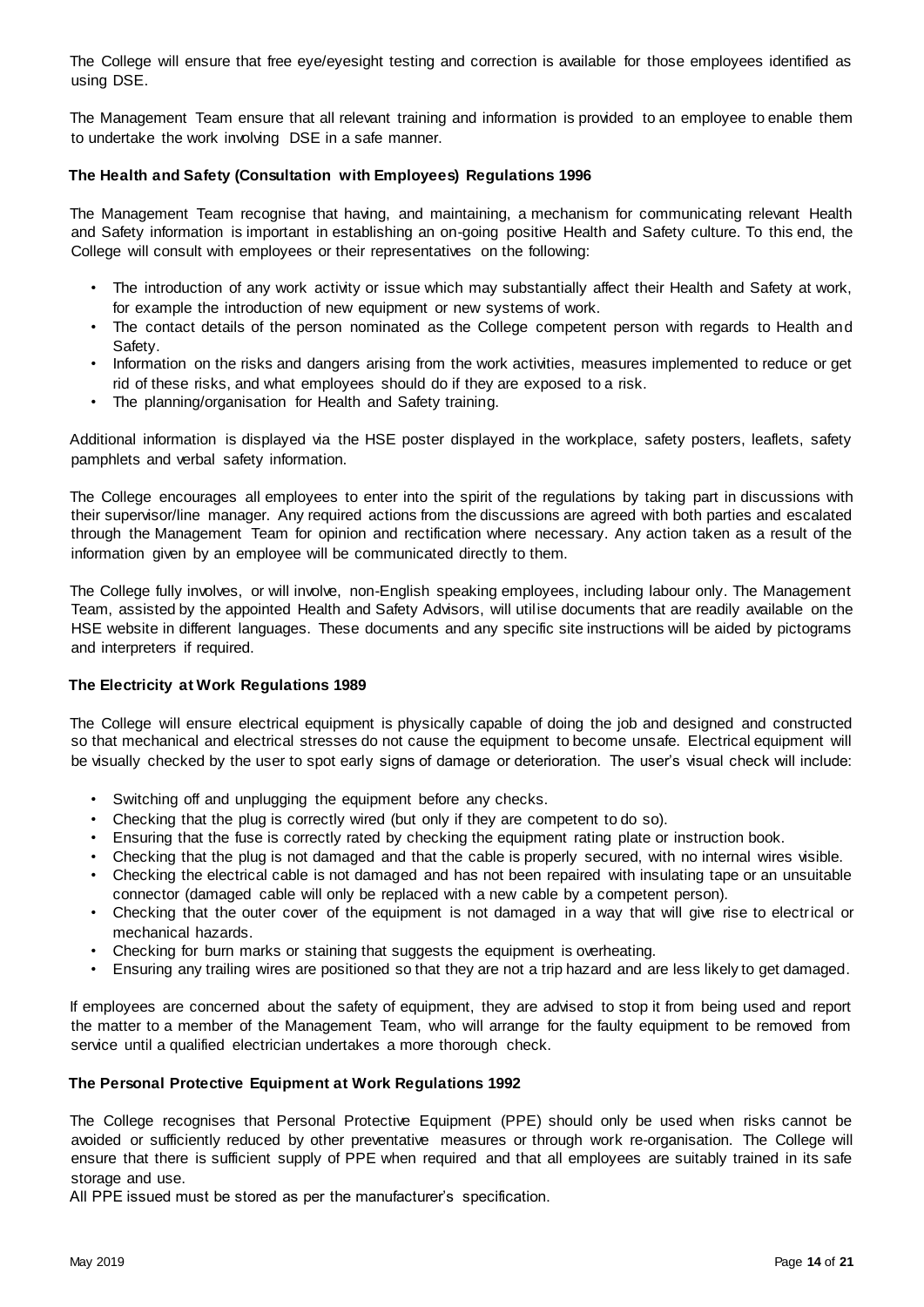The College will ensure that free eye/eyesight testing and correction is available for those employees identified as using DSE.

The Management Team ensure that all relevant training and information is provided to an employee to enable them to undertake the work involving DSE in a safe manner.

**The Health and Safety (Consultation with Employees) Regulations 1996**

The Management Team recognise that having, and maintaining, a mechanism for communicating relevant Health and Safety information is important in establishing an on-going positive Health and Safety culture. To this end, the College will consult with employees or their representatives on the following:

- The introduction of any work activity or issue which may substantially affect their Health and Safety at work, for example the introduction of new equipment or new systems of work.
- The contact details of the person nominated as the College competent person with regards to Health and Safety.
- Information on the risks and dangers arising from the work activities, measures implemented to reduce or get rid of these risks, and what employees should do if they are exposed to a risk.
- The planning/organisation for Health and Safety training.

Additional information is displayed via the HSE poster displayed in the workplace, safety posters, leaflets, safety pamphlets and verbal safety information.

The College encourages all employees to enter into the spirit of the regulations by taking part in discussions with their supervisor/line manager. Any required actions from the discussions are agreed with both parties and escalated through the Management Team for opinion and rectification where necessary. Any action taken as a result of the information given by an employee will be communicated directly to them.

The College fully involves, or will involve, non-English speaking employees, including labour only. The Management Team, assisted by the appointed Health and Safety Advisors, will utilise documents that are readily available on the HSE website in different languages. These documents and any specific site instructions will be aided by pictograms and interpreters if required.

**The Electricity at Work Regulations 1989**

The College will ensure electrical equipment is physically capable of doing the job and designed and constructed so that mechanical and electrical stresses do not cause the equipment to become unsafe. Electrical equipment will be visually checked by the user to spot early signs of damage or deterioration. The user's visual check will include:

- Switching off and unplugging the equipment before any checks.
- Checking that the plug is correctly wired (but only if they are competent to do so).
- Ensuring that the fuse is correctly rated by checking the equipment rating plate or instruction book.
- Checking that the plug is not damaged and that the cable is properly secured, with no internal wires visible.
- Checking the electrical cable is not damaged and has not been repaired with insulating tape or an unsuitable connector (damaged cable will only be replaced with a new cable by a competent person).
- Checking that the outer cover of the equipment is not damaged in a way that will give rise to electrical or mechanical hazards.
- Checking for burn marks or staining that suggests the equipment is overheating.
- Ensuring any trailing wires are positioned so that they are not a trip hazard and are less likely to get damaged.

If employees are concerned about the safety of equipment, they are advised to stop it from being used and report the matter to a member of the Management Team, who will arrange for the faulty equipment to be removed from service until a qualified electrician undertakes a more thorough check.

**The Personal Protective Equipment at Work Regulations 1992**

The College recognises that Personal Protective Equipment (PPE) should only be used when risks cannot be avoided or sufficiently reduced by other preventative measures or through work re-organisation. The College will ensure that there is sufficient supply of PPE when required and that all employees are suitably trained in its safe storage and use.

All PPE issued must be stored as per the manufacturer's specification.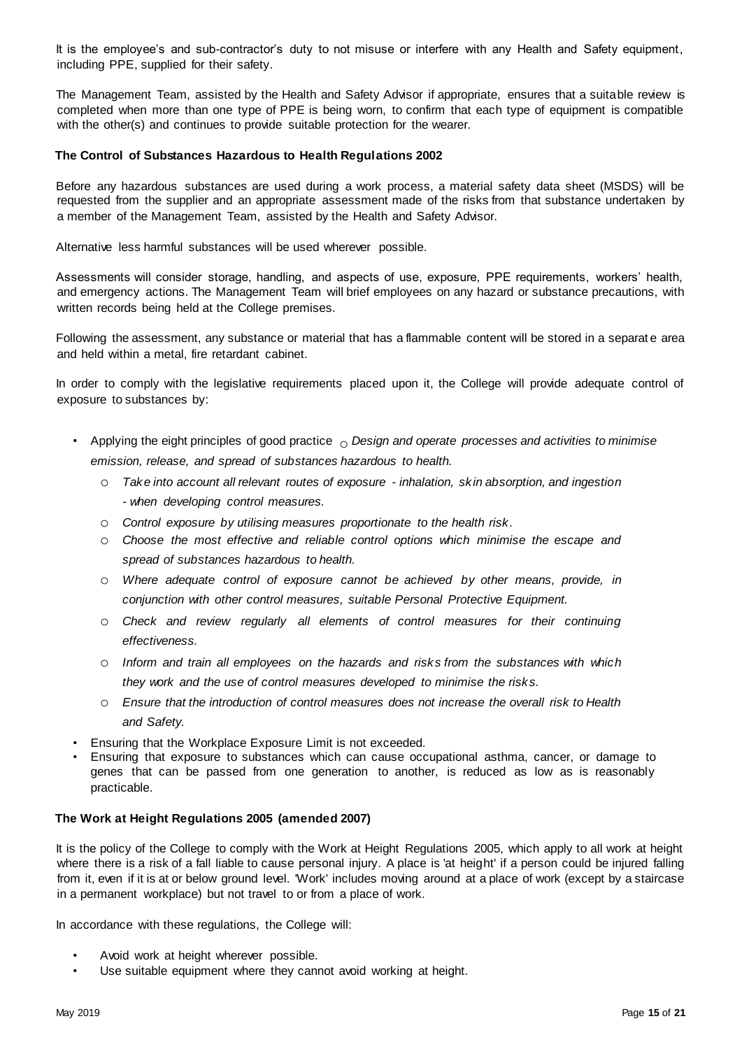It is the employee's and sub-contractor's duty to not misuse or interfere with any Health and Safety equipment, including PPE, supplied for their safety.

The Management Team, assisted by the Health and Safety Advisor if appropriate, ensures that a suitable review is completed when more than one type of PPE is being worn, to confirm that each type of equipment is compatible with the other(s) and continues to provide suitable protection for the wearer.

### The Control of Substances Hazardous to Health Regulations 2002

Before any hazardous substances are used during a work process, a material safety data sheet (MSDS) will be requested from the supplier and an appropriate assessment made of the risks from that substance undertaken by a member of the Management Team, assisted by the Health and Safety Advisor.

Alternative less harmful substances will be used wherever possible.

Assessments will consider storage, handling, and aspects of use, exposure, PPE requirements, workers' health, and emergency actions. The Management Team will brief employees on any hazard or substance precautions, with written records being held at the College premises.

Following the assessment, any substance or material that has a flammable content will be stored in a separate area and held within a metal, fire retardant cabinet.

In order to comply with the legislative requirements placed upon it, the College will provide adequate control of exposure to substances by:

- Applying the eight principles of good practice
  - *Design and operate processes and activities to minimise emission, release, and spread of substances hazardous to health.*
  - *Take into account all relevant routes of exposure - inhalation, skin absorption, and ingestion - when developing control measures.*
  - *Control exposure by utilising measures proportionate to the health risk.*
  - *Choose the most effective and reliable control options which minimise the escape and spread of substances hazardous to health.*
  - *Where adequate control of exposure cannot be achieved by other means, provide, in conjunction with other control measures, suitable Personal Protective Equipment.*
  - *Check and review regularly all elements of control measures for their continuing effectiveness.*
  - *Inform and train all employees on the hazards and risks from the substances with which they work and the use of control measures developed to minimise the risks.*
  - *Ensure that the introduction of control measures does not increase the overall risk to Health and Safety.*
- Ensuring that the Workplace Exposure Limit is not exceeded.
- Ensuring that exposure to substances which can cause occupational asthma, cancer, or damage to genes that can be passed from one generation to another, is reduced as low as is reasonably practicable.

### The Work at Height Regulations 2005 (amended 2007)

It is the policy of the College to comply with the Work at Height Regulations 2005, which apply to all work at height where there is a risk of a fall liable to cause personal injury. A place is 'at height' if a person could be injured falling from it, even if it is at or below ground level. 'Work' includes moving around at a place of work (except by a staircase in a permanent workplace) but not travel to or from a place of work.

In accordance with these regulations, the College will:

- Avoid work at height wherever possible.
- Use suitable equipment where they cannot avoid working at height.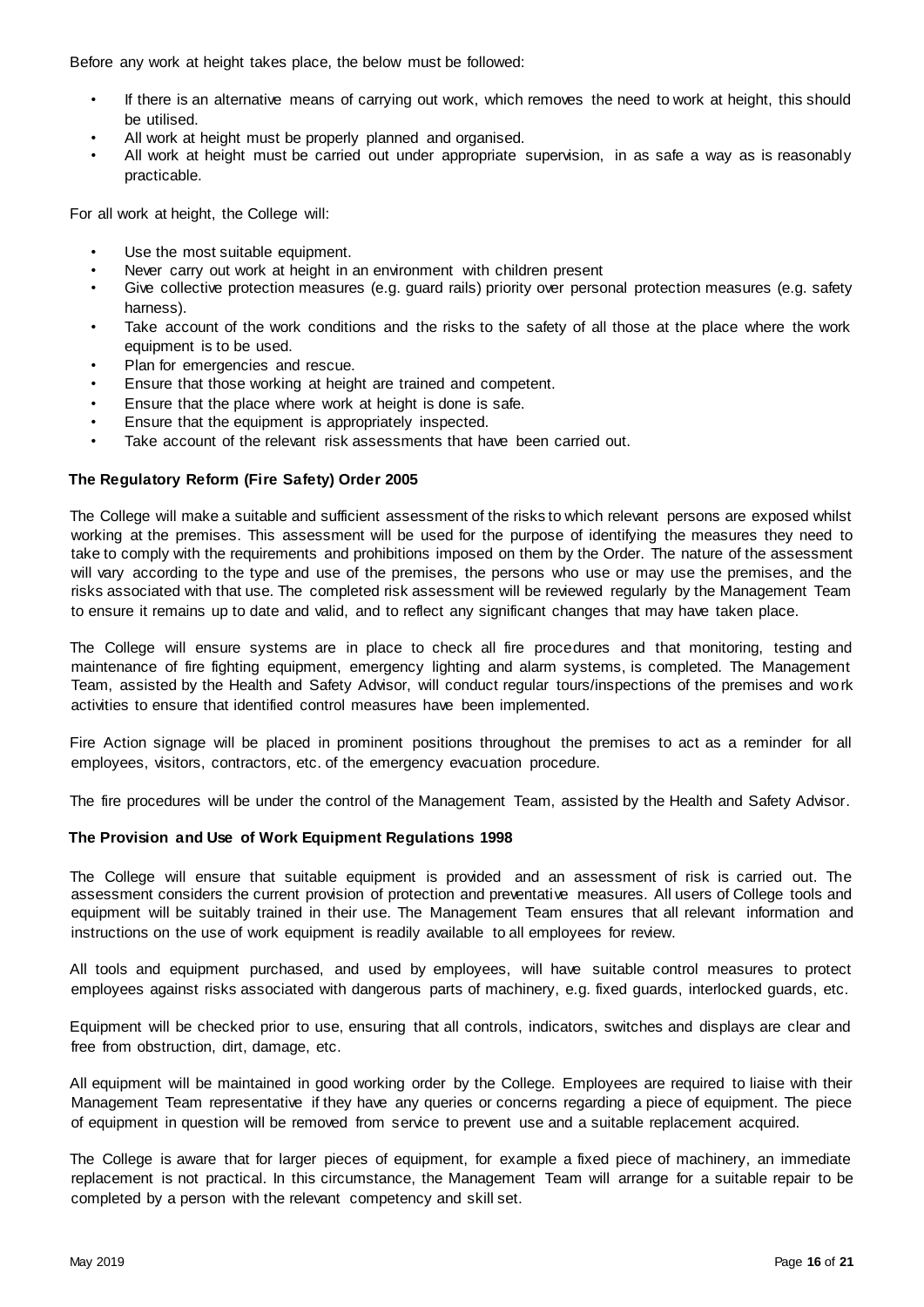Before any work at height takes place, the below must be followed:

- If there is an alternative means of carrying out work, which removes the need to work at height, this should be utilised.
- All work at height must be properly planned and organised.
- All work at height must be carried out under appropriate supervision, in as safe a way as is reasonably practicable.

For all work at height, the College will:

- Use the most suitable equipment.
- Never carry out work at height in an environment with children present
- Give collective protection measures (e.g. guard rails) priority over personal protection measures (e.g. safety harness).
- Take account of the work conditions and the risks to the safety of all those at the place where the work equipment is to be used.
- Plan for emergencies and rescue.
- Ensure that those working at height are trained and competent.
- Ensure that the place where work at height is done is safe.
- Ensure that the equipment is appropriately inspected.
- Take account of the relevant risk assessments that have been carried out.

**The Regulatory Reform (Fire Safety) Order 2005**

The College will make a suitable and sufficient assessment of the risks to which relevant persons are exposed whilst working at the premises. This assessment will be used for the purpose of identifying the measures they need to take to comply with the requirements and prohibitions imposed on them by the Order. The nature of the assessment will vary according to the type and use of the premises, the persons who use or may use the premises, and the risks associated with that use. The completed risk assessment will be reviewed regularly by the Management Team to ensure it remains up to date and valid, and to reflect any significant changes that may have taken place.

The College will ensure systems are in place to check all fire procedures and that monitoring, testing and maintenance of fire fighting equipment, emergency lighting and alarm systems, is completed. The Management Team, assisted by the Health and Safety Advisor, will conduct regular tours/inspections of the premises and work activities to ensure that identified control measures have been implemented.

Fire Action signage will be placed in prominent positions throughout the premises to act as a reminder for all employees, visitors, contractors, etc. of the emergency evacuation procedure.

The fire procedures will be under the control of the Management Team, assisted by the Health and Safety Advisor.

**The Provision and Use of Work Equipment Regulations 1998**

The College will ensure that suitable equipment is provided and an assessment of risk is carried out. The assessment considers the current provision of protection and preventative measures. All users of College tools and equipment will be suitably trained in their use. The Management Team ensures that all relevant information and instructions on the use of work equipment is readily available to all employees for review.

All tools and equipment purchased, and used by employees, will have suitable control measures to protect employees against risks associated with dangerous parts of machinery, e.g. fixed guards, interlocked guards, etc.

Equipment will be checked prior to use, ensuring that all controls, indicators, switches and displays are clear and free from obstruction, dirt, damage, etc.

All equipment will be maintained in good working order by the College. Employees are required to liaise with their Management Team representative if they have any queries or concerns regarding a piece of equipment. The piece of equipment in question will be removed from service to prevent use and a suitable replacement acquired.

The College is aware that for larger pieces of equipment, for example a fixed piece of machinery, an immediate replacement is not practical. In this circumstance, the Management Team will arrange for a suitable repair to be completed by a person with the relevant competency and skill set.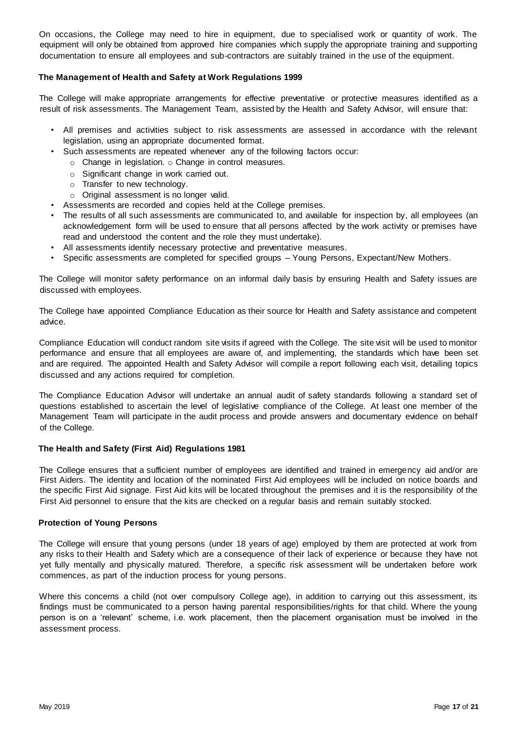On occasions, the College may need to hire in equipment, due to specialised work or quantity of work. The equipment will only be obtained from approved hire companies which supply the appropriate training and supporting documentation to ensure all employees and sub-contractors are suitably trained in the use of the equipment.

### The Management of Health and Safety at Work Regulations 1999

The College will make appropriate arrangements for effective preventative or protective measures identified as a result of risk assessments. The Management Team, assisted by the Health and Safety Advisor, will ensure that:

- All premises and activities subject to risk assessments are assessed in accordance with the relevant legislation, using an appropriate documented format.
- Such assessments are repeated whenever any of the following factors occur:
  - Change in legislation.
  - Change in control measures.
  - Significant change in work carried out.
  - Transfer to new technology.
  - Original assessment is no longer valid.
- Assessments are recorded and copies held at the College premises.
- The results of all such assessments are communicated to, and available for inspection by, all employees (an acknowledgement form will be used to ensure that all persons affected by the work activity or premises have read and understood the content and the role they must undertake).
- All assessments identify necessary protective and preventative measures.
- Specific assessments are completed for specified groups – Young Persons, Expectant/New Mothers.

The College will monitor safety performance on an informal daily basis by ensuring Health and Safety issues are discussed with employees.

The College have appointed Compliance Education as their source for Health and Safety assistance and competent advice.

Compliance Education will conduct random site visits if agreed with the College. The site visit will be used to monitor performance and ensure that all employees are aware of, and implementing, the standards which have been set and are required. The appointed Health and Safety Advisor will compile a report following each visit, detailing topics discussed and any actions required for completion.

The Compliance Education Advisor will undertake an annual audit of safety standards following a standard set of questions established to ascertain the level of legislative compliance of the College. At least one member of the Management Team will participate in the audit process and provide answers and documentary evidence on behalf of the College.

### The Health and Safety (First Aid) Regulations 1981

The College ensures that a sufficient number of employees are identified and trained in emergency aid and/or are First Aiders. The identity and location of the nominated First Aid employees will be included on notice boards and the specific First Aid signage. First Aid kits will be located throughout the premises and it is the responsibility of the First Aid personnel to ensure that the kits are checked on a regular basis and remain suitably stocked.

### Protection of Young Persons

The College will ensure that young persons (under 18 years of age) employed by them are protected at work from any risks to their Health and Safety which are a consequence of their lack of experience or because they have not yet fully mentally and physically matured. Therefore, a specific risk assessment will be undertaken before work commences, as part of the induction process for young persons.

Where this concerns a child (not over compulsory College age), in addition to carrying out this assessment, its findings must be communicated to a person having parental responsibilities/rights for that child. Where the young person is on a 'relevant' scheme, i.e. work placement, then the placement organisation must be involved in the assessment process.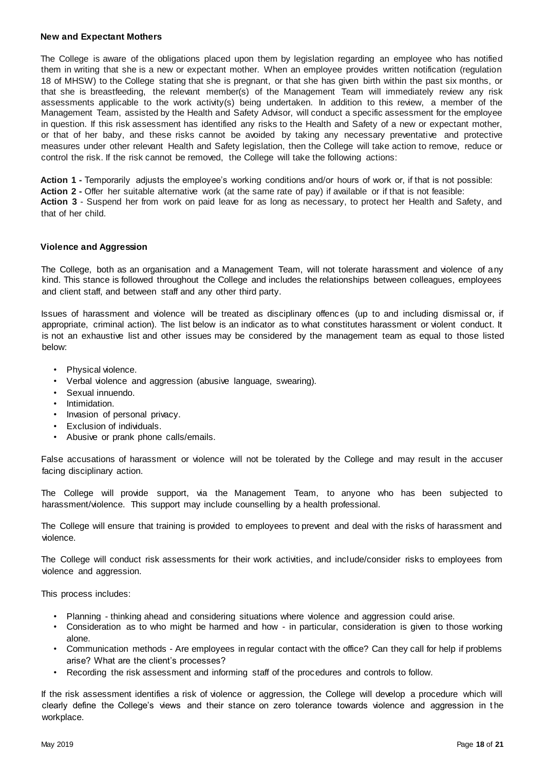### New and Expectant Mothers

The College is aware of the obligations placed upon them by legislation regarding an employee who has notified them in writing that she is a new or expectant mother. When an employee provides written notification (regulation 18 of MHSW) to the College stating that she is pregnant, or that she has given birth within the past six months, or that she is breastfeeding, the relevant member(s) of the Management Team will immediately review any risk assessments applicable to the work activity(s) being undertaken. In addition to this review, a member of the Management Team, assisted by the Health and Safety Advisor, will conduct a specific assessment for the employee in question. If this risk assessment has identified any risks to the Health and Safety of a new or expectant mother, or that of her baby, and these risks cannot be avoided by taking any necessary preventative and protective measures under other relevant Health and Safety legislation, then the College will take action to remove, reduce or control the risk. If the risk cannot be removed, the College will take the following actions:

**Action 1 -** Temporarily adjusts the employee's working conditions and/or hours of work or, if that is not possible:
**Action 2 -** Offer her suitable alternative work (at the same rate of pay) if available or if that is not feasible:
**Action 3** - Suspend her from work on paid leave for as long as necessary, to protect her Health and Safety, and that of her child.

### Violence and Aggression

The College, both as an organisation and a Management Team, will not tolerate harassment and violence of any kind. This stance is followed throughout the College and includes the relationships between colleagues, employees and client staff, and between staff and any other third party.

Issues of harassment and violence will be treated as disciplinary offences (up to and including dismissal or, if appropriate, criminal action). The list below is an indicator as to what constitutes harassment or violent conduct. It is not an exhaustive list and other issues may be considered by the management team as equal to those listed below:

- Physical violence.
- Verbal violence and aggression (abusive language, swearing).
- Sexual innuendo.
- Intimidation.
- Invasion of personal privacy.
- Exclusion of individuals.
- Abusive or prank phone calls/emails.

False accusations of harassment or violence will not be tolerated by the College and may result in the accuser facing disciplinary action.

The College will provide support, via the Management Team, to anyone who has been subjected to harassment/violence. This support may include counselling by a health professional.

The College will ensure that training is provided to employees to prevent and deal with the risks of harassment and violence.

The College will conduct risk assessments for their work activities, and include/consider risks to employees from violence and aggression.

This process includes:

- Planning - thinking ahead and considering situations where violence and aggression could arise.
- Consideration as to who might be harmed and how - in particular, consideration is given to those working alone.
- Communication methods - Are employees in regular contact with the office? Can they call for help if problems arise? What are the client's processes?
- Recording the risk assessment and informing staff of the procedures and controls to follow.

If the risk assessment identifies a risk of violence or aggression, the College will develop a procedure which will clearly define the College's views and their stance on zero tolerance towards violence and aggression in the workplace.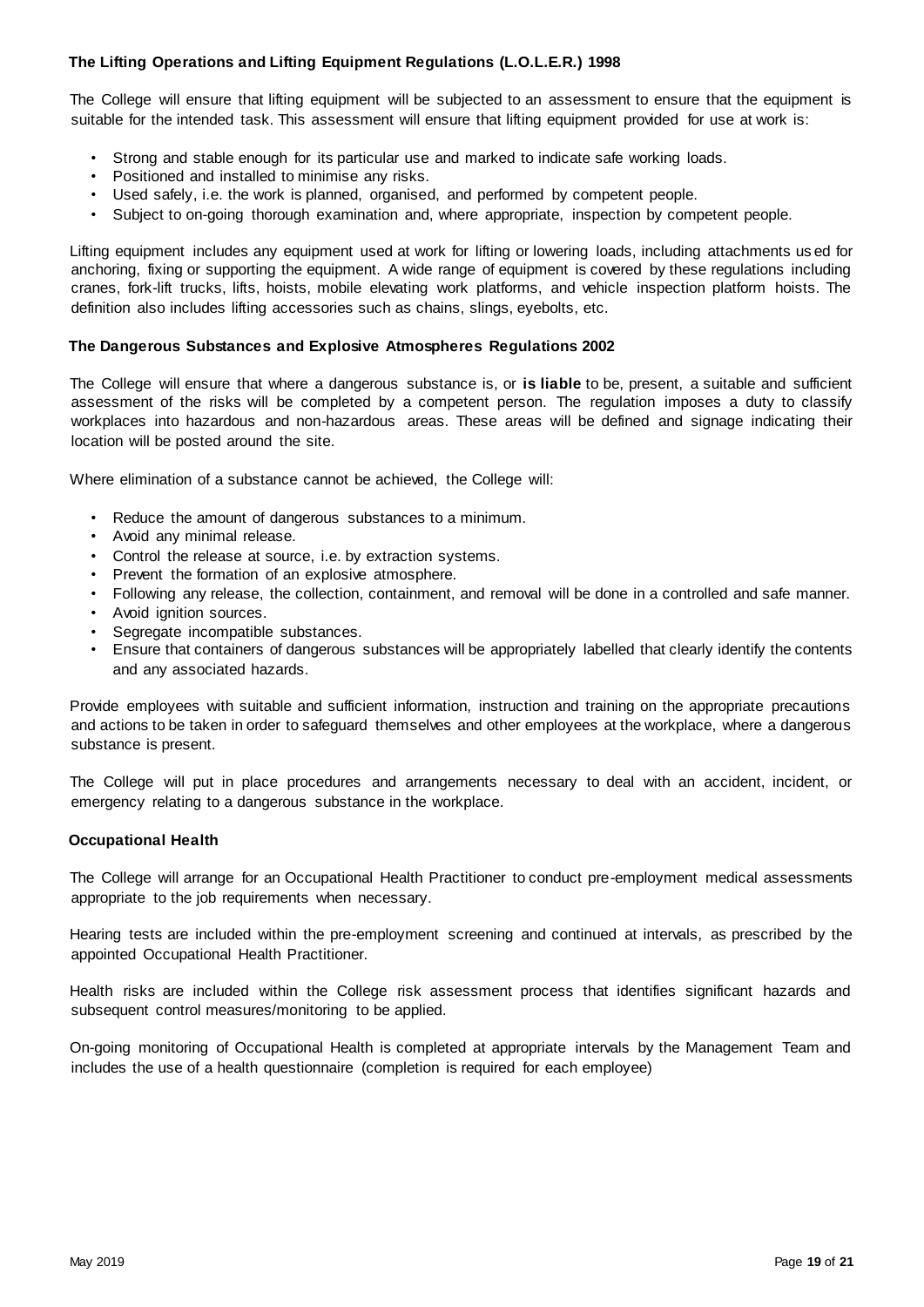### The Lifting Operations and Lifting Equipment Regulations (L.O.L.E.R.) 1998

The College will ensure that lifting equipment will be subjected to an assessment to ensure that the equipment is suitable for the intended task. This assessment will ensure that lifting equipment provided for use at work is:

- Strong and stable enough for its particular use and marked to indicate safe working loads.
- Positioned and installed to minimise any risks.
- Used safely, i.e. the work is planned, organised, and performed by competent people.
- Subject to on-going thorough examination and, where appropriate, inspection by competent people.

Lifting equipment includes any equipment used at work for lifting or lowering loads, including attachments used for anchoring, fixing or supporting the equipment. A wide range of equipment is covered by these regulations including cranes, fork-lift trucks, lifts, hoists, mobile elevating work platforms, and vehicle inspection platform hoists. The definition also includes lifting accessories such as chains, slings, eyebolts, etc.

### The Dangerous Substances and Explosive Atmospheres Regulations 2002

The College will ensure that where a dangerous substance is, or **is liable** to be, present, a suitable and sufficient assessment of the risks will be completed by a competent person. The regulation imposes a duty to classify workplaces into hazardous and non-hazardous areas. These areas will be defined and signage indicating their location will be posted around the site.

Where elimination of a substance cannot be achieved, the College will:

- Reduce the amount of dangerous substances to a minimum.
- Avoid any minimal release.
- Control the release at source, i.e. by extraction systems.
- Prevent the formation of an explosive atmosphere.
- Following any release, the collection, containment, and removal will be done in a controlled and safe manner.
- Avoid ignition sources.
- Segregate incompatible substances.
- Ensure that containers of dangerous substances will be appropriately labelled that clearly identify the contents and any associated hazards.

Provide employees with suitable and sufficient information, instruction and training on the appropriate precautions and actions to be taken in order to safeguard themselves and other employees at the workplace, where a dangerous substance is present.

The College will put in place procedures and arrangements necessary to deal with an accident, incident, or emergency relating to a dangerous substance in the workplace.

### Occupational Health

The College will arrange for an Occupational Health Practitioner to conduct pre-employment medical assessments appropriate to the job requirements when necessary.

Hearing tests are included within the pre-employment screening and continued at intervals, as prescribed by the appointed Occupational Health Practitioner.

Health risks are included within the College risk assessment process that identifies significant hazards and subsequent control measures/monitoring to be applied.

On-going monitoring of Occupational Health is completed at appropriate intervals by the Management Team and includes the use of a health questionnaire (completion is required for each employee)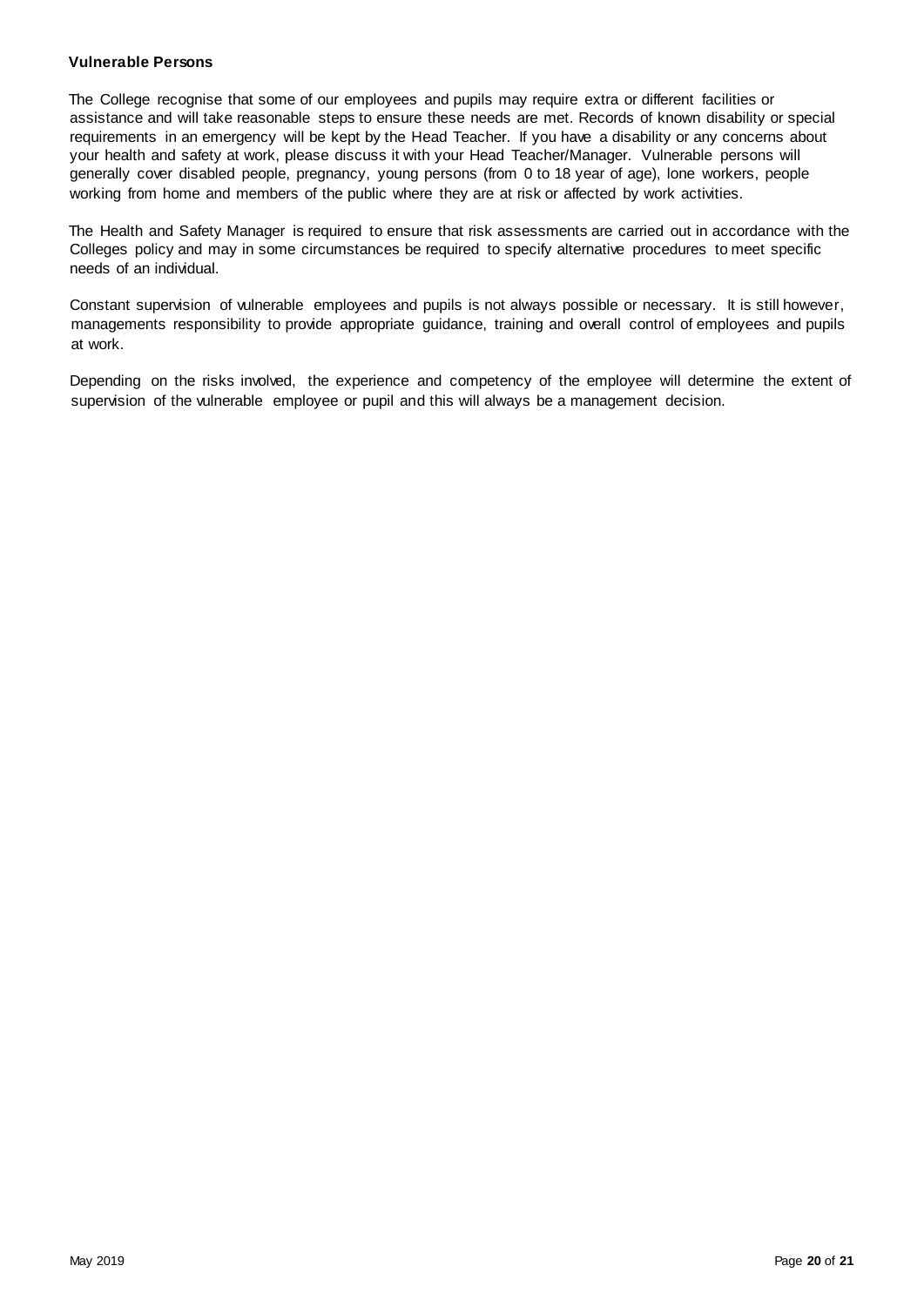### Vulnerable Persons

The College recognise that some of our employees and pupils may require extra or different facilities or assistance and will take reasonable steps to ensure these needs are met. Records of known disability or special requirements in an emergency will be kept by the Head Teacher. If you have a disability or any concerns about your health and safety at work, please discuss it with your Head Teacher/Manager. Vulnerable persons will generally cover disabled people, pregnancy, young persons (from 0 to 18 year of age), lone workers, people working from home and members of the public where they are at risk or affected by work activities.

The Health and Safety Manager is required to ensure that risk assessments are carried out in accordance with the Colleges policy and may in some circumstances be required to specify alternative procedures to meet specific needs of an individual.

Constant supervision of vulnerable employees and pupils is not always possible or necessary. It is still however, managements responsibility to provide appropriate guidance, training and overall control of employees and pupils at work.

Depending on the risks involved, the experience and competency of the employee will determine the extent of supervision of the vulnerable employee or pupil and this will always be a management decision.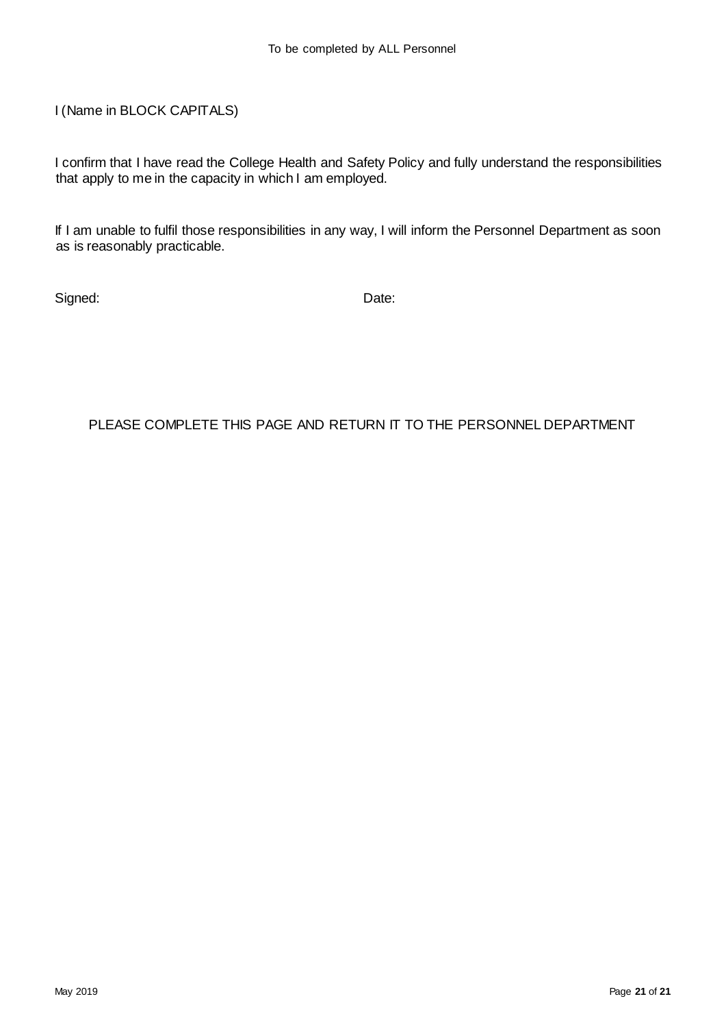To be completed by ALL Personnel

I (Name in BLOCK CAPITALS)

I confirm that I have read the College Health and Safety Policy and fully understand the responsibilities that apply to me in the capacity in which I am employed.

If I am unable to fulfil those responsibilities in any way, I will inform the Personnel Department as soon as is reasonably practicable.

Signed: Date:

PLEASE COMPLETE THIS PAGE AND RETURN IT TO THE PERSONNEL DEPARTMENT